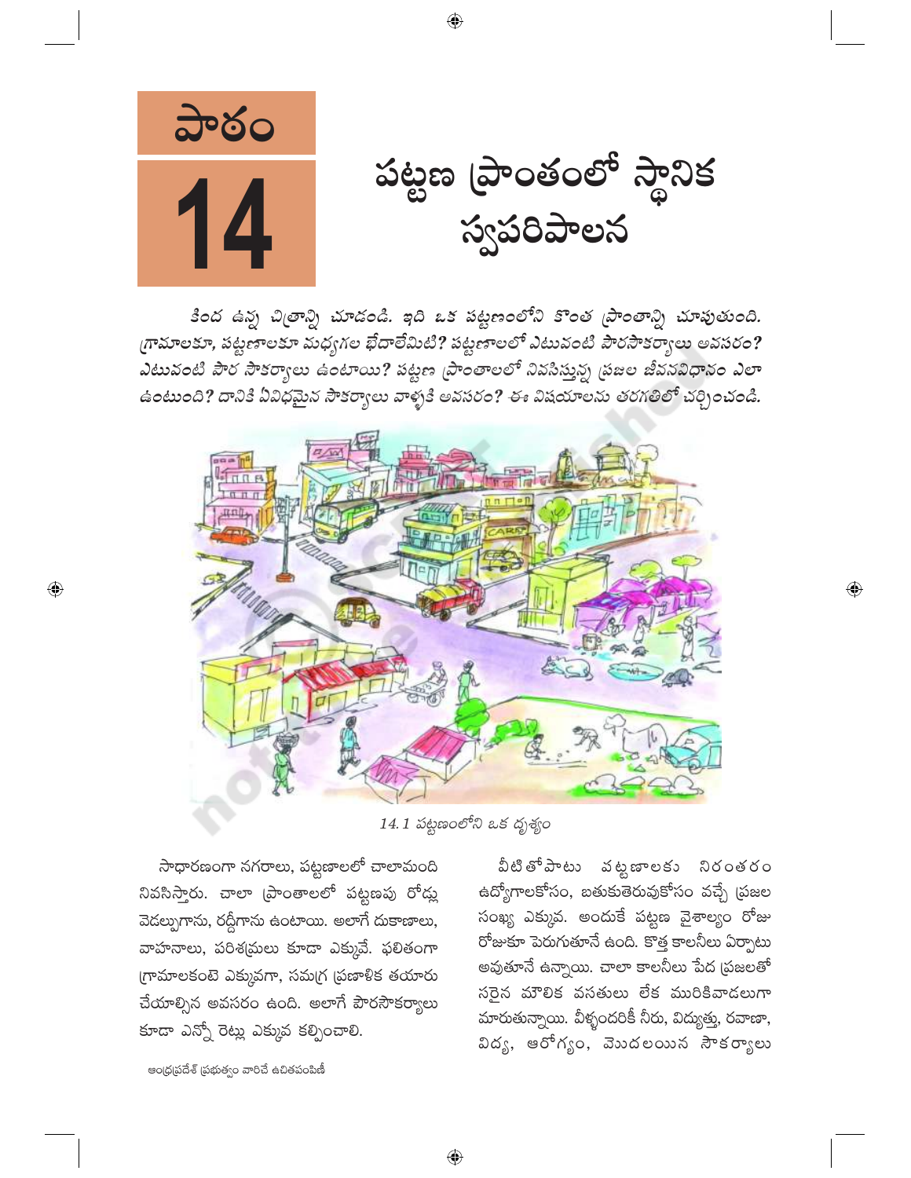# పాఠం 14

# పట్టణ ప్రాంతంలో స్థానిక స్వపరిపాలన

*కింద ఉన్న చిత్రాన్ని చూడండి. ఇది ఒక పట్టణంలోని కొంత ప్రాంతాన్ని చూపుతుంది. గ్రామాలకూ, పట్టణాలకూ మధ్యగల భేదాలేమిటి? పట్టణాలలో ఎటువంటి పౌరసౌకర్యాలు అవసరం? ఎటువంటి పౌర సౌకర్యాలు ఉంటాయి? పట్టణ ప్రాంతాలలో నివసిస్తున్న ప్రజల జీవనవిధానం ఎలా ఉంటుంది? దానికి ఏవిధమైన సౌకర్యాలు వాళ్ళకి అవసరం? ఈ విషయాలను తరగతిలో చర్చించండి.*

*14.1 పట్టణంలోని ఒక దృశ్యం*

సాధారణంగా నగరాలు, పట్టణాలలో చాలామంది నివసిస్తారు. చాలా ప్రాంతాలలో పట్టణపు రోడ్లు వెడల్పుగాను, రద్దీగాను ఉంటాయి. అలాగే దుకాణాలు, వాహనాలు, పరిశ్రమలు కూడా ఎక్కువే. ఫలితంగా గ్రామాలకంటె ఎక్కువగా, సమగ్ర ప్రణాళిక తయారు చేయాల్సిన అవసరం ఉంది. అలాగే పౌరసౌకర్యాలు కూడా ఎన్నో రెట్లు ఎక్కువ కల్పించాలి.

వీటితోపాటు పట్టణాలకు నిరంతరం ఉద్యోగాలకోసం, బతుకుతెరువుకోసం వచ్చే ప్రజల సంఖ్య ఎక్కువ. అందుకే పట్టణ వైశాల్యం రోజు రోజుకూ పెరుగుతూనే ఉంది. కొత్త కాలనీలు ఏర్పాటు అవుతూనే ఉన్నాయి. చాలా కాలనీలు పేద ప్రజలతో సరైన మౌలిక వసతులు లేక మురికివాడలుగా మారుతున్నాయి. వీళ్ళందరికీ నీరు, విద్యుత్తు, రవాణా, విద్య, ఆరోగ్యం, మొదలయిన సౌకర్యాలు

ఆంధ్రప్రదేశ్ ప్రభుత్వం వారిచే ఉచితపంపిణీ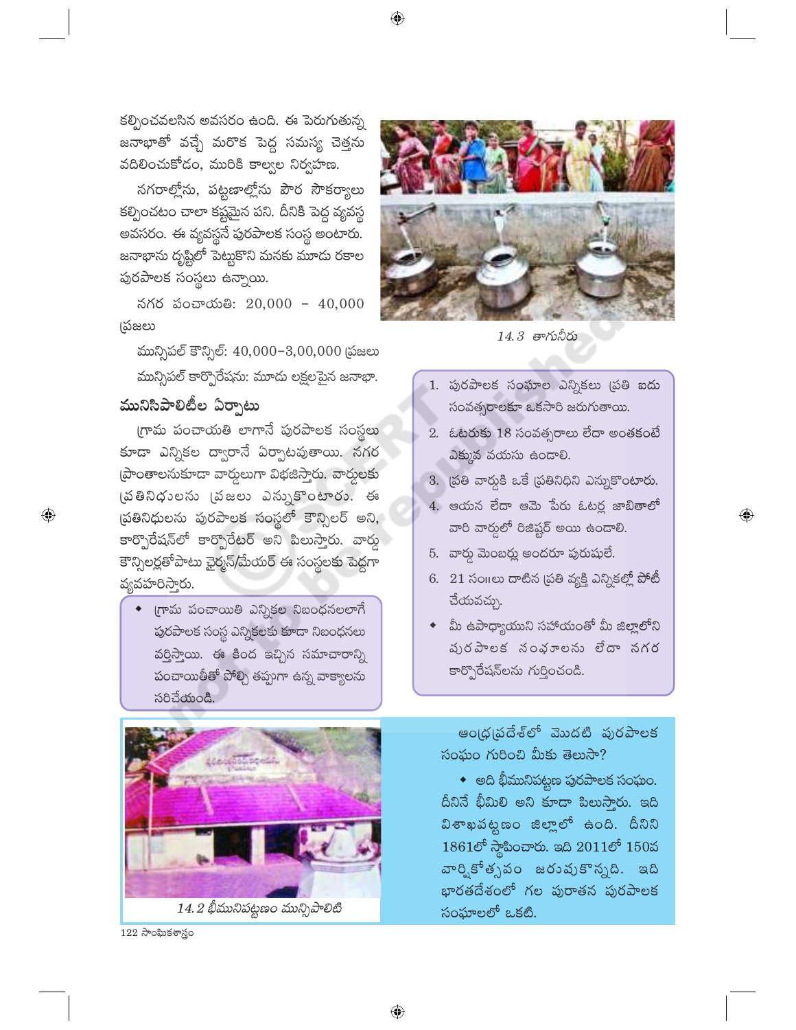కల్పించవలసిన అవసరం ఉంది. ఈ పెరుగుతున్న జనాభాతో వచ్చే మరొక పెద్ద సమస్య చెత్తను వదిలించుకోడం, మురికి కాల్వల నిర్వహణ.

నగరాల్లోను, పట్టణాల్లోను పౌర సౌకర్యాలు కల్పించటం చాలా కష్టమైన పని. దీనికి పెద్ద వ్యవస్థ అవసరం. ఈ వ్యవస్థనే పురపాలక సంస్థ అంటారు. జనాభాను దృష్టిలో పెట్టుకొని మనకు మూడు రకాల పురపాలక సంస్థలు ఉన్నాయి.

నగర పంచాయతి: 20,000 - 40,000 ప్రజలు

మున్సిపల్ కౌన్సిల్: 40,000–3,00,000 ప్రజలు

మున్సిపల్ కార్పొరేషను: మూడు లక్షలపైన జనాభా.

14.3 తాగునీరు

## మునిసిపాలిటీల ఏర్పాటు

గ్రామ పంచాయతి లాగానే పురపాలక సంస్థలు కూడా ఎన్నికల ద్వారానే ఏర్పాటవుతాయి. నగర ప్రాంతాలనుకూడా వార్డులుగా విభజిస్తారు. వార్డులకు ప్రతినిధులను ప్రజలు ఎన్నుకొంటారు. ఈ ప్రతినిధులను పురపాలక సంస్థలో కౌన్సిలర్ అని, కార్పొరేషన్‌లో కార్పొరేటర్ అని పిలుస్తారు. వార్డు కౌన్సిలర్లతోపాటు చైర్మన్/మేయర్ ఈ సంస్థలకు పెద్దగా వ్యవహరిస్తారు.

- గ్రామ పంచాయితి ఎన్నికల నిబంధనలలాగే పురపాలక సంస్థ ఎన్నికలకు కూడా నిబంధనలు వర్తిస్తాయి. ఈ కింద ఇచ్చిన సమాచారాన్ని పంచాయితీతో పోల్చి తప్పుగా ఉన్న వాక్యాలను సరిచేయండి.

1. పురపాలక సంఘాల ఎన్నికలు ప్రతి ఐదు సంవత్సరాలకూ ఒకసారి జరుగుతాయి.
2. ఓటరుకు 18 సంవత్సరాలు లేదా అంతకంటే ఎక్కువ వయసు ఉండాలి.
3. ప్రతి వార్డుకి ఒకే ప్రతినిధిని ఎన్నుకొంటారు.
4. ఆయన లేదా ఆమె పేరు ఓటర్ల జాబితాలో వారి వార్డులో రిజిష్టర్ అయి ఉండాలి.
5. వార్డు మెంబర్లు అందరూ పురుషులే.
6. 21 సం॥లు దాటిన ప్రతి వ్యక్తి ఎన్నికల్లో పోటీ చేయవచ్చు.

- మీ ఉపాధ్యాయుని సహాయంతో మీ జిల్లాలోని పురపాలక సంఘాలను లేదా నగర కార్పొరేషన్‌లను గుర్తించండి.

14.2 భీమునిపట్టణం మున్సిపాలిటి

ఆంధ్రప్రదేశ్‌లో మొదటి పురపాలక సంఘం గురించి మీకు తెలుసా?

- అది భీమునిపట్టణ పురపాలక సంఘం. దీనినే భీమిలి అని కూడా పిలుస్తారు. ఇది విశాఖపట్టణం జిల్లాలో ఉంది. దీనిని 1861లో స్థాపించారు. ఇది 2011లో 150వ వార్షికోత్సవం జరుపుకొన్నది. ఇది భారతదేశంలో గల పురాతన పురపాలక సంఘాలలో ఒకటి.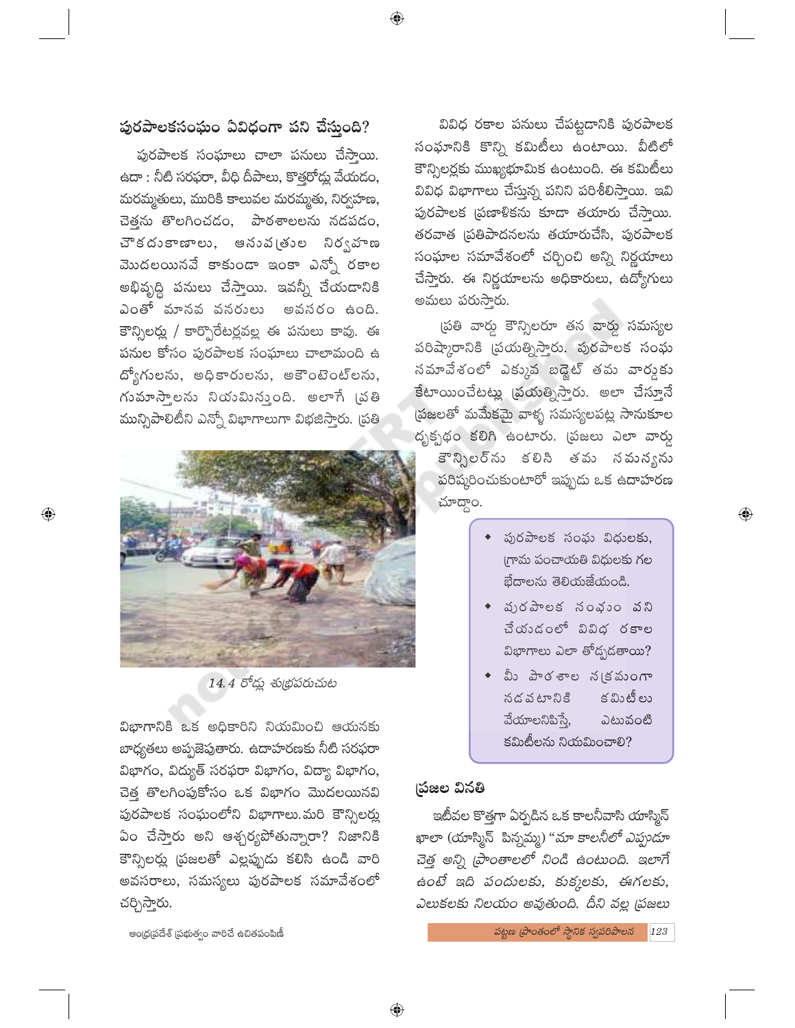## పురపాలకసంఘం ఏవిధంగా పని చేస్తుంది?

పురపాలక సంఘాలు చాలా పనులు చేస్తాయి. ఉదా : నీటి సరఫరా, వీధి దీపాలు, కొత్తరోడ్లు వేయడం, మరమ్మతులు, మురికి కాలువల మరమ్మతు, నిర్వహణ, చెత్తను తొలగించడం, పాఠశాలలను నడపడం, చౌకదుకాణాలు, ఆసుపత్రుల నిర్వహణ మొదలయినవే కాకుండా ఇంకా ఎన్నో రకాల అభివృద్ధి పనులు చేస్తాయి. ఇవన్నీ చేయడానికి ఎంతో మానవ వనరులు అవసరం ఉంది. కౌన్సిలర్లు / కార్పొరేటర్లవల్ల ఈ పనులు కావు. ఈ పనుల కోసం పురపాలక సంఘాలు చాలామంది ఉద్యోగులను, అధికారులను, అకౌంటెంట్‌లను, గుమాస్తాలను నియమిస్తుంది. అలాగే ప్రతి మున్సిపాలిటీని ఎన్నో విభాగాలుగా విభజిస్తారు. ప్రతి విభాగానికి ఒక అధికారిని నియమించి ఆయనకు బాధ్యతలు అప్పజెపుతారు. ఉదాహరణకు నీటి సరఫరా విభాగం, విద్యుత్ సరఫరా విభాగం, విద్యా విభాగం, చెత్త తొలగింపుకోసం ఒక విభాగం మొదలయినవి పురపాలక సంఘంలోని విభాగాలు.మరి కౌన్సిలర్లు ఏం చేస్తారు అని ఆశ్చర్యపోతున్నారా? నిజానికి కౌన్సిలర్లు ప్రజలతో ఎల్లప్పుడు కలిసి ఉండి వారి అవసరాలు, సమస్యలు పురపాలక సమావేశంలో చర్చిస్తారు.

*14.4 రోడ్లు శుభ్రపరుచుట*

వివిధ రకాల పనులు చేపట్టడానికి పురపాలక సంఘానికి కొన్ని కమిటీలు ఉంటాయి. వీటిలో కౌన్సిలర్లకు ముఖ్యభూమిక ఉంటుంది. ఈ కమిటీలు వివిధ విభాగాలు చేస్తున్న పనిని పరిశీలిస్తాయి. ఇవి పురపాలక ప్రణాళికను కూడా తయారు చేస్తాయి. తరవాత ప్రతిపాదనలను తయారుచేసి, పురపాలక సంఘాల సమావేశంలో చర్చించి అన్ని నిర్ణయాలు చేస్తారు. ఈ నిర్ణయాలను అధికారులు, ఉద్యోగులు అమలు పరుస్తారు.

ప్రతి వార్డు కౌన్సిలరూ తన వార్డు సమస్యల పరిష్కారానికి ప్రయత్నిస్తారు. పురపాలక సంఘ సమావేశంలో ఎక్కువ బడ్జెట్ తమ వార్డుకు కేటాయించేటట్లు ప్రయత్నిస్తారు. అలా చేస్తూనే ప్రజలతో మమేకమై వాళ్ళ సమస్యలపట్ల సానుకూల దృక్పథం కలిగి ఉంటారు. ప్రజలు ఎలా వార్డు కౌన్సిలర్‌ను కలిసి తమ సమస్యను పరిష్కరించుకుంటారో ఇప్పుడు ఒక ఉదాహరణ చూద్దాం.

- పురపాలక సంఘ విధులకు, గ్రామ పంచాయతి విధులకు గల భేదాలను తెలియజేయండి.
- పురపాలక సంఘం పని చేయడంలో వివిధ రకాల విభాగాలు ఎలా తోడ్పడతాయి?
- మీ పాఠశాల సక్రమంగా నడవటానికి కమిటీలు వేయాలనిపిస్తే, ఎటువంటి కమిటీలను నియమించాలి?

### ప్రజల వినతి

ఇటీవల కొత్తగా ఏర్పడిన ఒక కాలనీవాసి యాస్మిన్ ఖాలా (యాస్మిన్ పిన్నమ్మ) “మా కాలనీలో ఎప్పుడూ చెత్త అన్ని ప్రాంతాలలో నిండి ఉంటుంది. ఇలాగే ఉంటే ఇది పందులకు, కుక్కలకు, ఈగలకు, ఎలుకలకు నిలయం అవుతుంది. దీని వల్ల ప్రజలు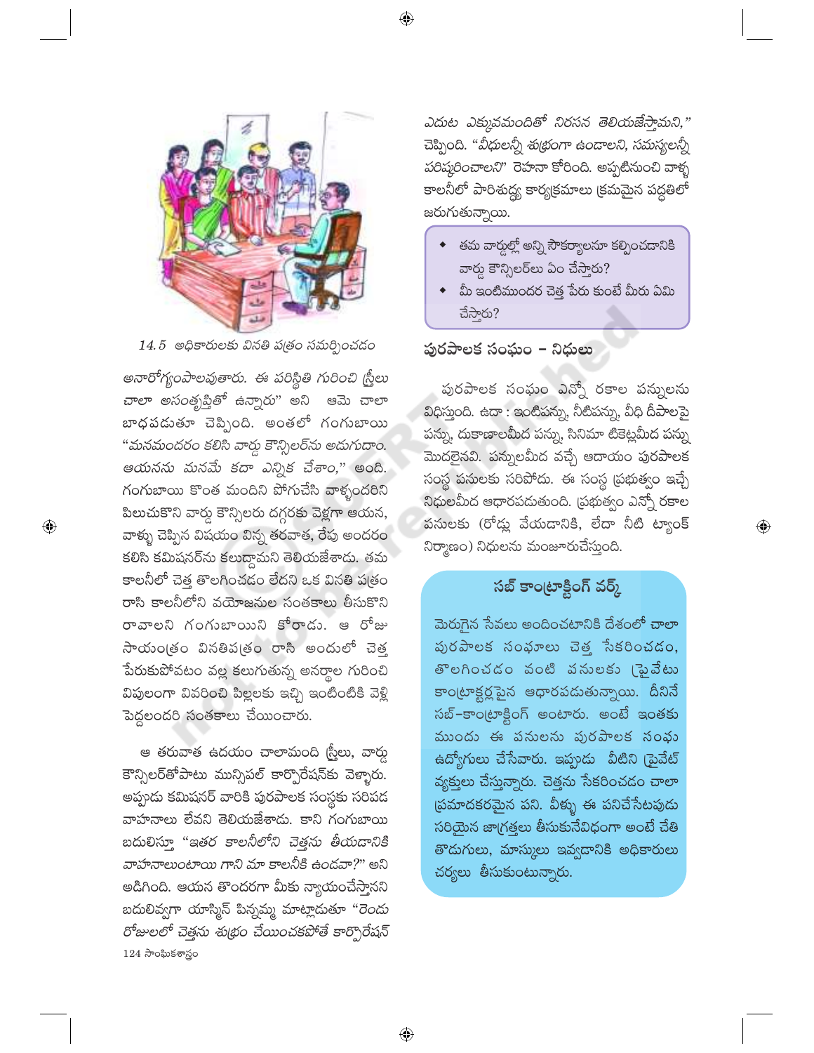14.5 అధికారులకు వినతి పత్రం సమర్పించడం

అనారోగ్యంపాలవుతారు. ఈ పరిస్థితి గురించి స్త్రీలు చాలా అసంతృప్తితో ఉన్నారు" అని ఆమె చాలా బాధపడుతూ చెప్పింది. అంతలో గంగుబాయి "మనమందరం కలిసి వార్డు కౌన్సిలర్‌ను అడుగుదాం. ఆయనను మనమే కదా ఎన్నిక చేశాం," అంది. గంగుబాయి కొంత మందిని పోగుచేసి వాళ్ళందరిని పిలుచుకొని వార్డు కౌన్సిలరు దగ్గరకు వెళ్లగా ఆయన, వాళ్ళు చెప్పిన విషయం విన్న తరవాత, రేపు అందరం కలిసి కమిషనర్‌ను కలుద్దామని తెలియజేశాడు. తమ కాలనీలో చెత్త తొలగించడం లేదని ఒక వినతి పత్రం రాసి కాలనీలోని వయోజనుల సంతకాలు తీసుకొని రావాలని గంగుబాయిని కోరాడు. ఆ రోజు సాయంత్రం వినతిపత్రం రాసి అందులో చెత్త పేరుకుపోవటం వల్ల కలుగుతున్న అనర్థాల గురించి విపులంగా వివరించి పిల్లలకు ఇచ్చి ఇంటింటికి వెళ్లి పెద్దలందరి సంతకాలు చేయించారు.

ఆ తరువాత ఉదయం చాలామంది స్త్రీలు, వార్డు కౌన్సిలర్‌తోపాటు మున్సిపల్ కార్పొరేషన్‌కు వెళ్ళారు. అప్పుడు కమిషనర్ వారికి పురపాలక సంస్థకు సరిపడ వాహనాలు లేవని తెలియజేశాడు. కాని గంగుబాయి బదులిస్తూ "ఇతర కాలనీలోని చెత్తను తీయడానికి వాహనాలుంటాయి గాని మా కాలనీకి ఉండవా?" అని అడిగింది. ఆయన తొందరగా మీకు న్యాయంచేస్తానని బదులివ్వగా యాస్మిన్ పిన్నమ్మ మాట్లాడుతూ "రెండు రోజులలో చెత్తను శుభ్రం చేయించకపోతే కార్పొరేషన్ ఎదుట ఎక్కువమందితో నిరసన తెలియజేస్తామని," చెప్పింది. "వీధులన్నీ శుభ్రంగా ఉండాలని, సమస్యలన్నీ పరిష్కరించాలని" రెహనా కోరింది. అప్పటినుంచి వాళ్ళ కాలనీలో పారిశుద్ధ్య కార్యక్రమాలు క్రమమైన పద్ధతిలో జరుగుతున్నాయి.

- తమ వార్డుల్లో అన్ని సౌకర్యాలనూ కల్పించడానికి వార్డు కౌన్సిలర్‌లు ఏం చేస్తారు?
- మీ ఇంటిముందర చెత్త పేరు కుంటే మీరు ఏమి చేస్తారు?

## పురపాలక సంఘం – నిధులు

పురపాలక సంఘం ఎన్నో రకాల పన్నులను విధిస్తుంది. ఉదా : ఇంటిపన్ను, నీటిపన్ను, వీధి దీపాలపై పన్ను, దుకాణాలమీద పన్ను, సినిమా టికెట్లమీద పన్ను మొదలైనవి. పన్నులమీద వచ్చే ఆదాయం పురపాలక సంస్థ పనులకు సరిపోదు. ఈ సంస్థ ప్రభుత్వం ఇచ్చే నిధులమీద ఆధారపడుతుంది. ప్రభుత్వం ఎన్నో రకాల పనులకు (రోడ్లు వేయడానికి, లేదా నీటి ట్యాంక్ నిర్మాణం) నిధులను మంజూరుచేస్తుంది.

### సబ్ కాంట్రాక్టింగ్ వర్క్

మెరుగైన సేవలు అందించటానికి దేశంలో చాలా పురపాలక సంఘాలు చెత్త సేకరించడం, తొలగించడం వంటి పనులకు ప్రైవేటు కాంట్రాక్టర్లపైన ఆధారపడుతున్నాయి. దీనినే సబ్–కాంట్రాక్టింగ్ అంటారు. అంటే ఇంతకు ముందు ఈ పనులను పురపాలక సంఘ ఉద్యోగులు చేసేవారు. ఇప్పుడు వీటిని ప్రైవేట్ వ్యక్తులు చేస్తున్నారు. చెత్తను సేకరించడం చాలా ప్రమాదకరమైన పని. వీళ్ళు ఈ పనిచేసేటపుడు సరియైన జాగ్రత్తలు తీసుకునేవిధంగా అంటే చేతి తొడుగులు, మాస్కులు ఇవ్వడానికి అధికారులు చర్యలు తీసుకుంటున్నారు.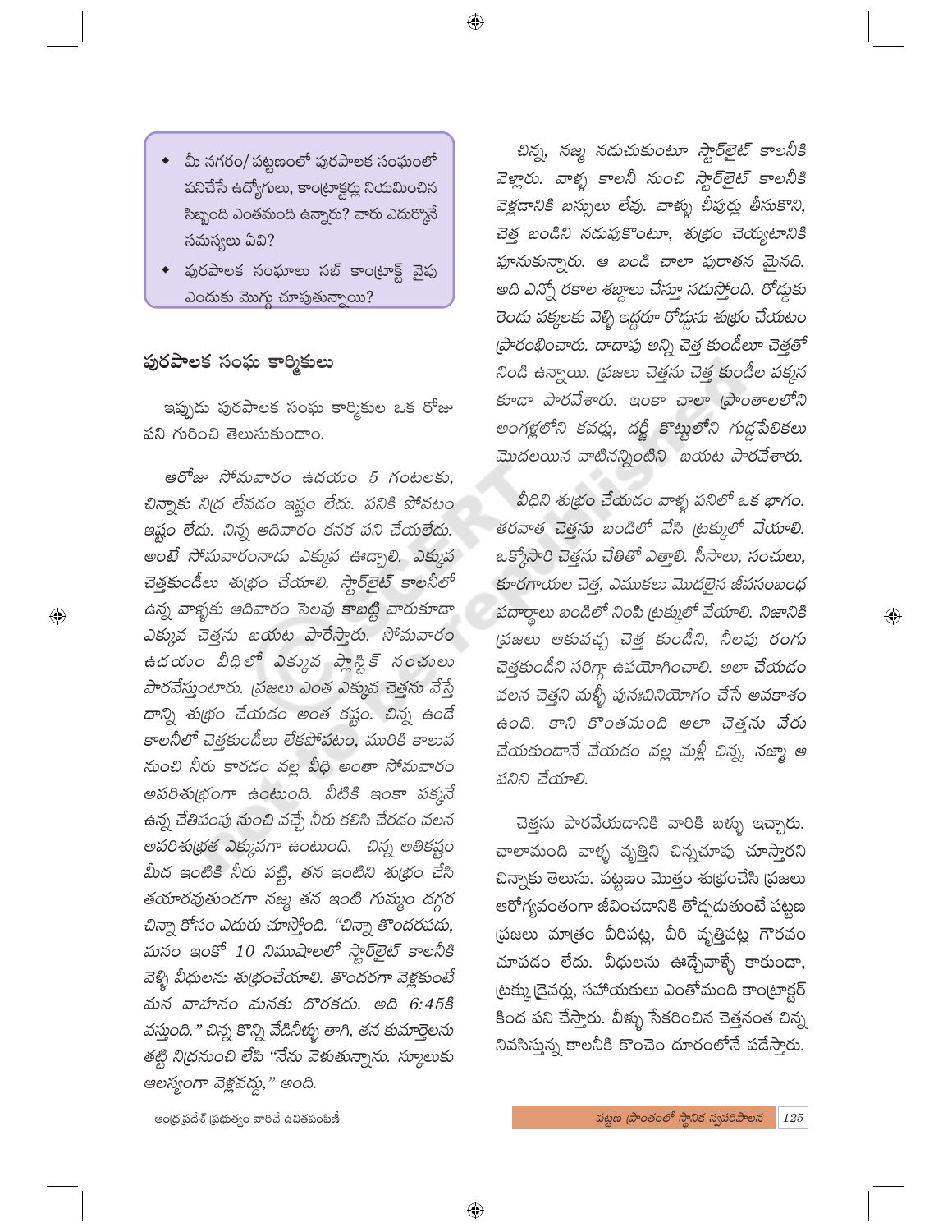- మీ నగరం/ పట్టణంలో పురపాలక సంఘంలో పనిచేసే ఉద్యోగులు, కాంట్రాక్టర్లు నియమించిన సిబ్బంది ఎంతమంది ఉన్నారు? వారు ఎదుర్కొనే సమస్యలు ఏవి?
- పురపాలక సంఘాలు సబ్ కాంట్రాక్ట్ వైపు ఎందుకు మొగ్గు చూపుతున్నాయి?

## పురపాలక సంఘ కార్మికులు

ఇప్పుడు పురపాలక సంఘ కార్మికుల ఒక రోజు పని గురించి తెలుసుకుందాం.

*ఆరోజు సోమవారం ఉదయం 5 గంటలకు, చిన్నాకు నిద్ర లేవడం ఇష్టం లేదు. పనికి పోవటం ఇష్టం లేదు. నిన్న ఆదివారం కనక పని చేయలేదు. అంటే సోమవారంనాడు ఎక్కువ ఊడ్చాలి. ఎక్కువ చెత్తకుండీలు శుభ్రం చేయాలి. స్టార్‌లైట్ కాలనీలో ఉన్న వాళ్ళకు ఆదివారం సెలవు కాబట్టి వారుకూడా ఎక్కువ చెత్తను బయట పారేస్తారు. సోమవారం ఉదయం వీధిలో ఎక్కువ ప్లాస్టిక్ సంచులు పారవేస్తుంటారు. ప్రజలు ఎంత ఎక్కువ చెత్తను వేస్తే దాన్ని శుభ్రం చేయడం అంత కష్టం. చిన్న ఉండే కాలనీలో చెత్తకుండీలు లేకపోవటం, మురికి కాలువ నుంచి నీరు కారడం వల్ల వీధి అంతా సోమవారం అపరిశుభ్రంగా ఉంటుంది. వీటికి ఇంకా పక్కనే ఉన్న చేతిపంపు నుంచి వచ్చే నీరు కలిసి చేరడం వలన అపరిశుభ్రత ఎక్కువగా ఉంటుంది. చిన్న అతికష్టం మీద ఇంటికి నీరు పట్టి, తన ఇంటిని శుభ్రం చేసి తయారవుతుండగా నజ్మ తన ఇంటి గుమ్మం దగ్గర చిన్నా కోసం ఎదురు చూస్తోంది. "చిన్నా తొందరపడు, మనం ఇంకో 10 నిముషాలలో స్టార్‌లైట్ కాలనీకి వెళ్ళి వీధులను శుభ్రంచేయాలి. తొందరగా వెళ్లకుంటే మన వాహనం మనకు దొరకదు. అది 6:45కి వస్తుంది." చిన్న కొన్ని వేడినీళ్ళు తాగి, తన కుమార్తెలను తట్టి నిద్రనుంచి లేపి "నేను వెళుతున్నాను. స్కూలుకు ఆలస్యంగా వెళ్లవద్దు," అంది.*

*చిన్న, నజ్మ నడుచుకుంటూ స్టార్‌లైట్ కాలనీకి వెళ్లారు. వాళ్ళ కాలనీ నుంచి స్టార్‌లైట్ కాలనీకి వెళ్లడానికి బస్సులు లేవు. వాళ్ళు చీపుర్లు తీసుకొని, చెత్త బండిని నడుపుకొంటూ, శుభ్రం చెయ్యటానికి పూనుకున్నారు. ఆ బండి చాలా పురాతన మైనది. అది ఎన్నో రకాల శబ్దాలు చేస్తూ నడుస్తోంది. రోడ్డుకు రెండు పక్కలకు వెళ్ళి ఇద్దరూ రోడ్డును శుభ్రం చేయటం ప్రారంభించారు. దాదాపు అన్ని చెత్త కుండీలూ చెత్తతో నిండి ఉన్నాయి. ప్రజలు చెత్తను చెత్త కుండీల పక్కన కూడా పారవేశారు. ఇంకా చాలా ప్రాంతాలలోని అంగళ్లలోని కవర్లు, దర్జీ కొట్టులోని గుడ్డపేలికలు మొదలయిన వాటినన్నింటిని బయట పారవేశారు.*

*వీధిని శుభ్రం చేయడం వాళ్ళ పనిలో ఒక భాగం. తరవాత చెత్తను బండిలో వేసి ట్రక్కులో వేయాలి. ఒక్కోసారి చెత్తను చేతితో ఎత్తాలి. సీసాలు, సంచులు, కూరగాయల చెత్త, ఎముకలు మొదలైన జీవసంబంధ పదార్థాలు బండిలో నింపి ట్రక్కులో వేయాలి. నిజానికి ప్రజలు ఆకుపచ్చ చెత్త కుండీని, నీలపు రంగు చెత్తకుండీని సరిగ్గా ఉపయోగించాలి. అలా చేయడం వలన చెత్తని మళ్లీ పునఃవినియోగం చేసే అవకాశం ఉంది. కాని కొంతమంది అలా చెత్తను వేరు చేయకుండానే వేయడం వల్ల మళ్లీ చిన్న, నజ్మా ఆ పనిని చేయాలి.*

చెత్తను పారవేయడానికి వారికి బళ్ళు ఇచ్చారు. చాలామంది వాళ్ళ వృత్తిని చిన్నచూపు చూస్తారని చిన్నాకు తెలుసు. పట్టణం మొత్తం శుభ్రంచేసి ప్రజలు ఆరోగ్యవంతంగా జీవించడానికి తోడ్పడుతుంటే పట్టణ ప్రజలు మాత్రం వీరిపట్ల, వీరి వృత్తిపట్ల గౌరవం చూపడం లేదు. వీధులను ఊడ్చేవాళ్ళే కాకుండా, ట్రక్కు డ్రైవర్లు, సహాయకులు ఎంతోమంది కాంట్రాక్టర్ కింద పని చేస్తారు. వీళ్ళు సేకరించిన చెత్తనంత చిన్న నివసిస్తున్న కాలనీకి కొంచెం దూరంలోనే పడేస్తారు.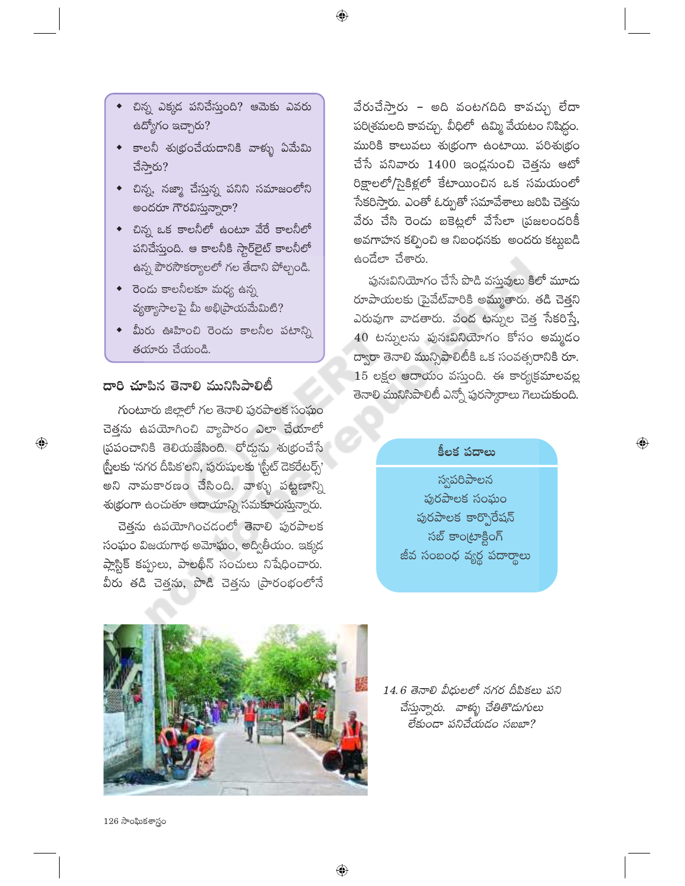- చిన్న ఎక్కడ పనిచేస్తుంది? ఆమెకు ఎవరు ఉద్యోగం ఇచ్చారు?
- కాలనీ శుభ్రంచేయడానికి వాళ్ళు ఏమేమి చేస్తారు?
- చిన్న, నజ్మా చేస్తున్న పనిని సమాజంలోని అందరూ గౌరవిస్తున్నారా?
- చిన్న ఒక కాలనీలో ఉంటూ వేరే కాలనీలో పనిచేస్తుంది. ఆ కాలనీకి స్టార్‌లైట్ కాలనీలో ఉన్న పౌరసౌకర్యాలలో గల తేడాని పోల్చండి.
- రెండు కాలనీలకూ మధ్య ఉన్న వ్యత్యాసాలపై మీ అభిప్రాయమేమిటి?
- మీరు ఊహించి రెండు కాలనీల పటాన్ని తయారు చేయండి.

## దారి చూపిన తెనాలి మునిసిపాలిటీ

గుంటూరు జిల్లాలో గల తెనాలి పురపాలక సంఘం చెత్తను ఉపయోగించి వ్యాపారం ఎలా చేయాలో ప్రపంచానికి తెలియజేసింది. రోడ్డును శుభ్రంచేసే స్త్రీలకు 'నగర దీపిక'లని, పురుషులకు 'స్ట్రీట్ డెకరేటర్స్' అని నామకరణం చేసింది. వాళ్ళు పట్టణాన్ని శుభ్రంగా ఉంచుతూ ఆదాయాన్ని సమకూరుస్తున్నారు.

చెత్తను ఉపయోగించడంలో తెనాలి పురపాలక సంఘం విజయగాథ అమోఘం, అద్వితీయం. ఇక్కడ ప్లాస్టిక్ కప్పులు, పాలథీన్ సంచులు నిషేధించారు. వీరు తడి చెత్తను, పొడి చెత్తను ప్రారంభంలోనే వేరుచేస్తారు – అది వంటగదిది కావచ్చు లేదా పరిశ్రమలది కావచ్చు. వీధిలో ఉమ్మి వేయటం నిషిద్ధం. మురికి కాలువలు శుభ్రంగా ఉంటాయి. పరిశుభ్రం చేసే పనివారు 1400 ఇండ్లనుంచి చెత్తను ఆటో రిక్షాలలో/సైకిళ్లలో కేటాయించిన ఒక సమయంలో సేకరిస్తారు. ఎంతో ఓర్పుతో సమావేశాలు జరిపి చెత్తను వేరు చేసి రెండు బకెట్లలో వేసేలా ప్రజలందరికీ అవగాహన కల్పించి ఆ నిబంధనకు అందరు కట్టుబడి ఉండేలా చేశారు.

పునఃవినియోగం చేసే పొడి వస్తువులు కిలో మూడు రూపాయలకు ప్రైవేట్‌వారికి అమ్ముతారు. తడి చెత్తని ఎరువుగా వాడతారు. వంద టన్నుల చెత్త సేకరిస్తే, 40 టన్నులను పునఃవినియోగం కోసం అమ్మడం ద్వారా తెనాలి మున్సిపాలిటీకి ఒక సంవత్సరానికి రూ. 15 లక్షల ఆదాయం వస్తుంది. ఈ కార్యక్రమాలవల్ల తెనాలి మునిసిపాలిటీ ఎన్నో పురస్కారాలు గెలుచుకుంది.

**కీలక పదాలు**

స్వపరిపాలన
పురపాలక సంఘం
పురపాలక కార్పొరేషన్
సబ్ కాంట్రాక్టింగ్
జీవ సంబంధ వ్యర్థ పదార్థాలు

*14.6 తెనాలి వీధులలో నగర దీపికలు పని చేస్తున్నారు. వాళ్ళు చేతితొడుగులు లేకుండా పనిచేయడం సబబా?*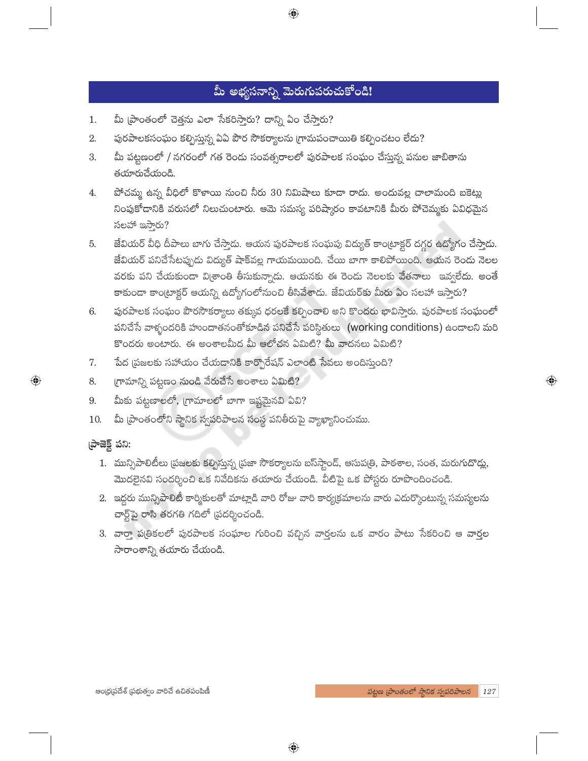## మీ అభ్యసనాన్ని మెరుగుపరుచుకోండి!

1. మీ ప్రాంతంలో చెత్తను ఎలా సేకరిస్తారు? దాన్ని ఏం చేస్తారు?
2. పురపాలకసంఘం కల్పిస్తున్న ఏఏ పౌర సౌకర్యాలను గ్రామపంచాయితీ కల్పించటం లేదు?
3. మీ పట్టణంలో / నగరంలో గత రెండు సంవత్సరాలలో పురపాలక సంఘం చేస్తున్న పనుల జాబితాను తయారుచేయండి.
4. పోచమ్మ ఉన్న వీధిలో కొళాయి నుంచి నీరు 30 నిమిషాలు కూడా రాదు. అందువల్ల చాలామంది బకెట్లు నింపుకోడానికి వరుసలో నిలుచుంటారు. ఆమె సమస్య పరిష్కారం కావటానికి మీరు పోచెమ్మకు ఏవిధమైన సలహా ఇస్తారు?
5. జేవియర్ వీధి దీపాలు బాగు చేస్తాడు. ఆయన పురపాలక సంఘపు విద్యుత్ కాంట్రాక్టర్ దగ్గర ఉద్యోగం చేస్తాడు. జేవియర్ పనిచేసేటప్పుడు విద్యుత్ షాక్‌వల్ల గాయమయింది. చేయి బాగా కాలిపోయింది. ఆయన రెండు నెలల వరకు పని చేయకుండా విశ్రాంతి తీసుకున్నాడు. ఆయనకు ఈ రెండు నెలలకు వేతనాలు ఇవ్వలేదు. అంతే కాకుండా కాంట్రాక్టర్ ఆయన్ని ఉద్యోగంలోనుంచి తీసివేశాడు. జేవియర్‌కు మీరు ఏం సలహా ఇస్తారు?
6. పురపాలక సంఘం పౌరసౌకర్యాలు తక్కువ ధరలకే కల్పించాలి అని కొందరు భావిస్తారు. పురపాలక సంఘంలో పనిచేసే వాళ్ళందరికి హుందాతనంతోకూడిన పనిచేసే పరిస్థితులు (working conditions) ఉండాలని మరి కొందరు అంటారు. ఈ అంశాలమీద మీ ఆలోచన ఏమిటి? మీ వాదనలు ఏమిటి?
7. పేద ప్రజలకు సహాయం చేయడానికి కార్పొరేషన్ ఎలాంటి సేవలు అందిస్తుంది?
8. గ్రామాన్ని పట్టణం నుండి వేరుచేసే అంశాలు ఏమిటి?
9. మీకు పట్టణాలలో, గ్రామాలలో బాగా ఇష్టమైనవి ఏవి?
10. మీ ప్రాంతంలోని స్థానిక స్వపరిపాలన సంస్థ పనితీరుపై వ్యాఖ్యానించుము.

### ప్రాజెక్ట్ పని:

1. మున్సిపాలిటీలు ప్రజలకు కల్పిస్తున్న ప్రజా సౌకర్యాలను బస్‌స్టాండ్, ఆసుపత్రి, పాఠశాల, సంత, మరుగుదొడ్లు, మొదలైనవి సందర్శించి ఒక నివేదికను తయారు చేయండి. వీటిపై ఒక పోస్టరు రూపొందించండి.
2. ఇద్దరు మున్సిపాలిటీ కార్మికులతో మాట్లాడి వారి రోజు వారి కార్యక్రమాలను వారు ఎదుర్కొంటున్న సమస్యలను చార్ట్‌పై రాసి తరగతి గదిలో ప్రదర్శించండి.
3. వార్తా పత్రికలలో పురపాలక సంఘాల గురించి వచ్చిన వార్తలను ఒక వారం పాటు సేకరించి ఆ వార్తల సారాంశాన్ని తయారు చేయండి.